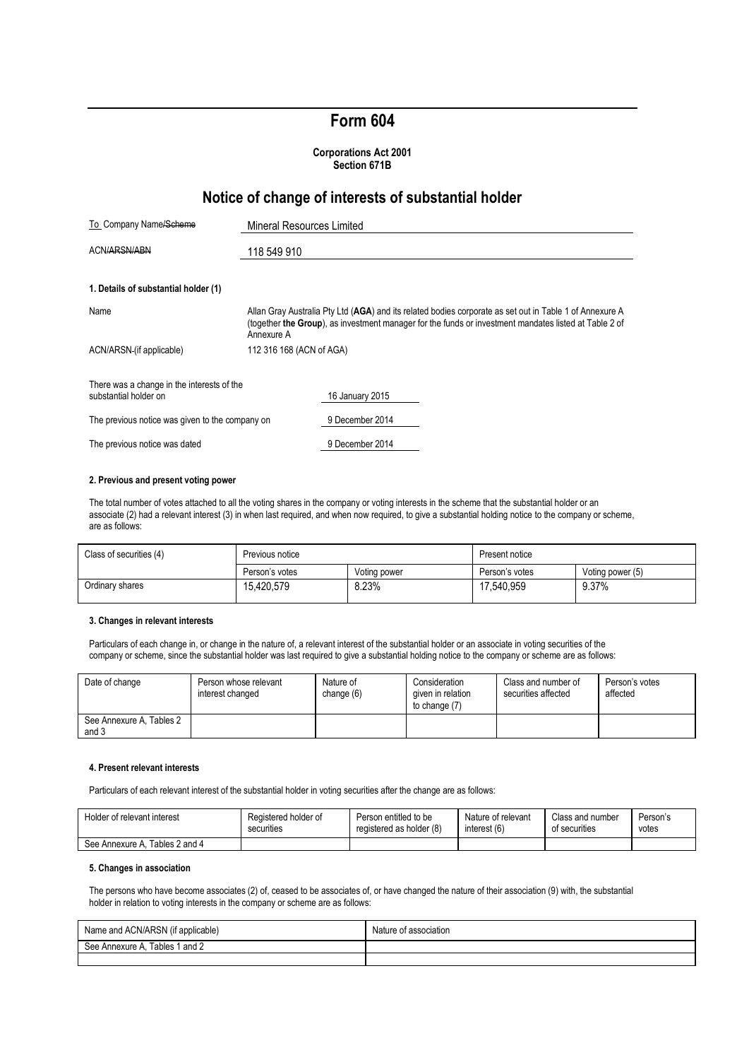# Form 604

**Corporations Act 2001**
**Section 671B**

## Notice of change of interests of substantial holder

| To Company Name~~/Scheme~~ | Mineral Resources Limited |
|---|---|
| ACN~~/ARSN/ABN~~ | 118 549 910 |

### 1. Details of substantial holder (1)

| | |
|---|---|
| Name | Allan Gray Australia Pty Ltd (**AGA**) and its related bodies corporate as set out in Table 1 of Annexure A (together **the Group**), as investment manager for the funds or investment mandates listed at Table 2 of Annexure A |
| ACN/ARSN-(if applicable) | 112 316 168 (ACN of AGA) |

| | |
|---|---|
| There was a change in the interests of the substantial holder on | 16 January 2015 |
| The previous notice was given to the company on | 9 December 2014 |
| The previous notice was dated | 9 December 2014 |

### 2. Previous and present voting power

The total number of votes attached to all the voting shares in the company or voting interests in the scheme that the substantial holder or an associate (2) had a relevant interest (3) in when last required, and when now required, to give a substantial holding notice to the company or scheme, are as follows:

| Class of securities (4) | Previous notice | | Present notice | |
|---|---|---|---|---|
| | Person's votes | Voting power | Person's votes | Voting power (5) |
| Ordinary shares | 15,420,579 | 8.23% | 17,540,959 | 9.37% |

### 3. Changes in relevant interests

Particulars of each change in, or change in the nature of, a relevant interest of the substantial holder or an associate in voting securities of the company or scheme, since the substantial holder was last required to give a substantial holding notice to the company or scheme are as follows:

| Date of change | Person whose relevant interest changed | Nature of change (6) | Consideration given in relation to change (7) | Class and number of securities affected | Person's votes affected |
|---|---|---|---|---|---|
| See Annexure A, Tables 2 and 3 | | | | | |

### 4. Present relevant interests

Particulars of each relevant interest of the substantial holder in voting securities after the change are as follows:

| Holder of relevant interest | Registered holder of securities | Person entitled to be registered as holder (8) | Nature of relevant interest (6) | Class and number of securities | Person's votes |
|---|---|---|---|---|---|
| See Annexure A, Tables 2 and 4 | | | | | |

### 5. Changes in association

The persons who have become associates (2) of, ceased to be associates of, or have changed the nature of their association (9) with, the substantial holder in relation to voting interests in the company or scheme are as follows:

| Name and ACN/ARSN (if applicable) | Nature of association |
|---|---|
| See Annexure A, Tables 1 and 2 | |
| | |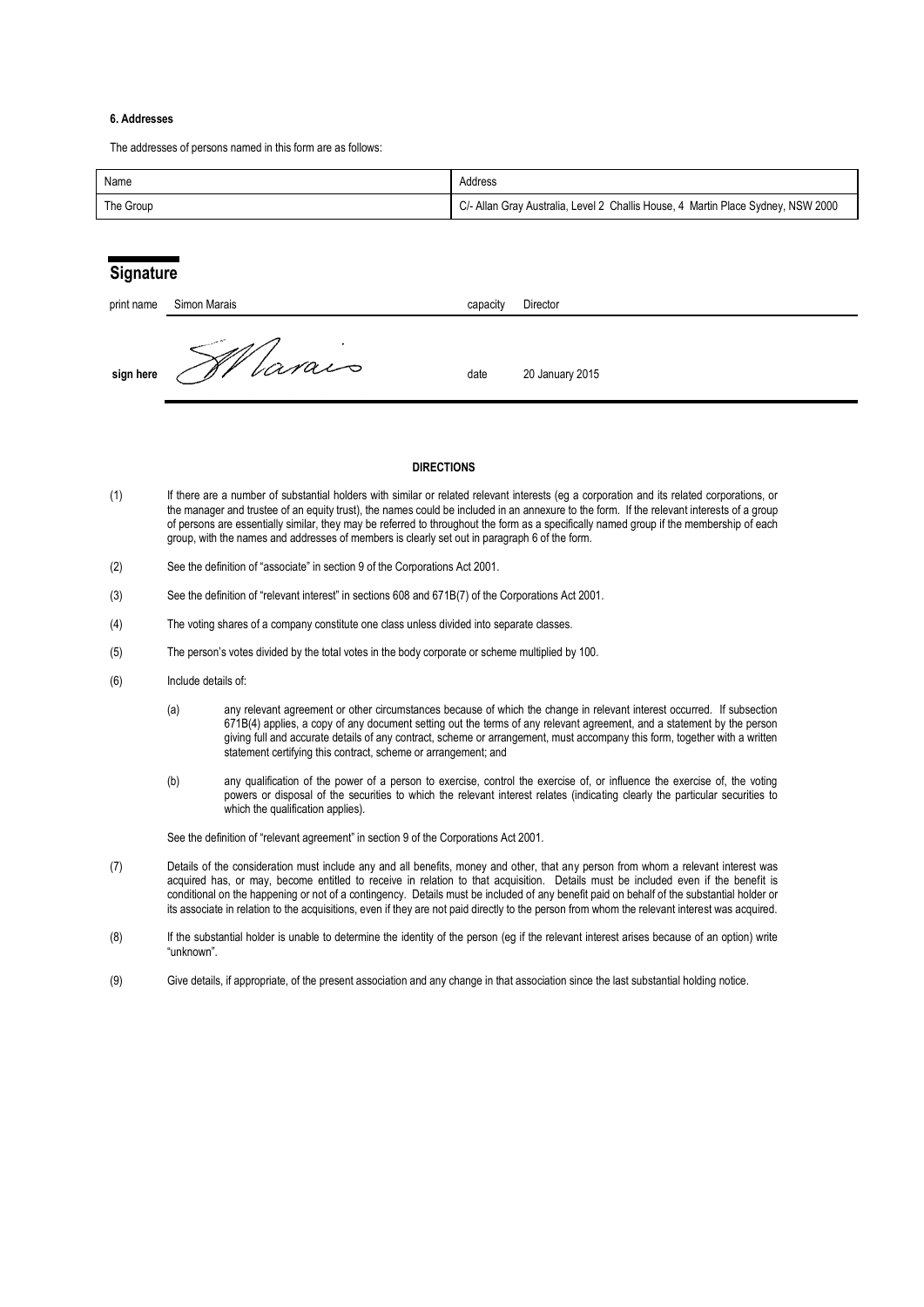**6. Addresses**

The addresses of persons named in this form are as follows:

| Name | Address |
| --- | --- |
| The Group | C/- Allan Gray Australia, Level 2 Challis House, 4 Martin Place Sydney, NSW 2000 |

## Signature

| | | | |
| --- | --- | --- | --- |
| print name | Simon Marais | capacity | Director |
| **sign here** | SMarais | date | 20 January 2015 |

**DIRECTIONS**

(1) If there are a number of substantial holders with similar or related relevant interests (eg a corporation and its related corporations, or the manager and trustee of an equity trust), the names could be included in an annexure to the form. If the relevant interests of a group of persons are essentially similar, they may be referred to throughout the form as a specifically named group if the membership of each group, with the names and addresses of members is clearly set out in paragraph 6 of the form.

(2) See the definition of "associate" in section 9 of the Corporations Act 2001.

(3) See the definition of "relevant interest" in sections 608 and 671B(7) of the Corporations Act 2001.

(4) The voting shares of a company constitute one class unless divided into separate classes.

(5) The person's votes divided by the total votes in the body corporate or scheme multiplied by 100.

(6) Include details of:

(a) any relevant agreement or other circumstances because of which the change in relevant interest occurred. If subsection 671B(4) applies, a copy of any document setting out the terms of any relevant agreement, and a statement by the person giving full and accurate details of any contract, scheme or arrangement, must accompany this form, together with a written statement certifying this contract, scheme or arrangement; and

(b) any qualification of the power of a person to exercise, control the exercise of, or influence the exercise of, the voting powers or disposal of the securities to which the relevant interest relates (indicating clearly the particular securities to which the qualification applies).

See the definition of "relevant agreement" in section 9 of the Corporations Act 2001.

(7) Details of the consideration must include any and all benefits, money and other, that any person from whom a relevant interest was acquired has, or may, become entitled to receive in relation to that acquisition. Details must be included even if the benefit is conditional on the happening or not of a contingency. Details must be included of any benefit paid on behalf of the substantial holder or its associate in relation to the acquisitions, even if they are not paid directly to the person from whom the relevant interest was acquired.

(8) If the substantial holder is unable to determine the identity of the person (eg if the relevant interest arises because of an option) write "unknown".

(9) Give details, if appropriate, of the present association and any change in that association since the last substantial holding notice.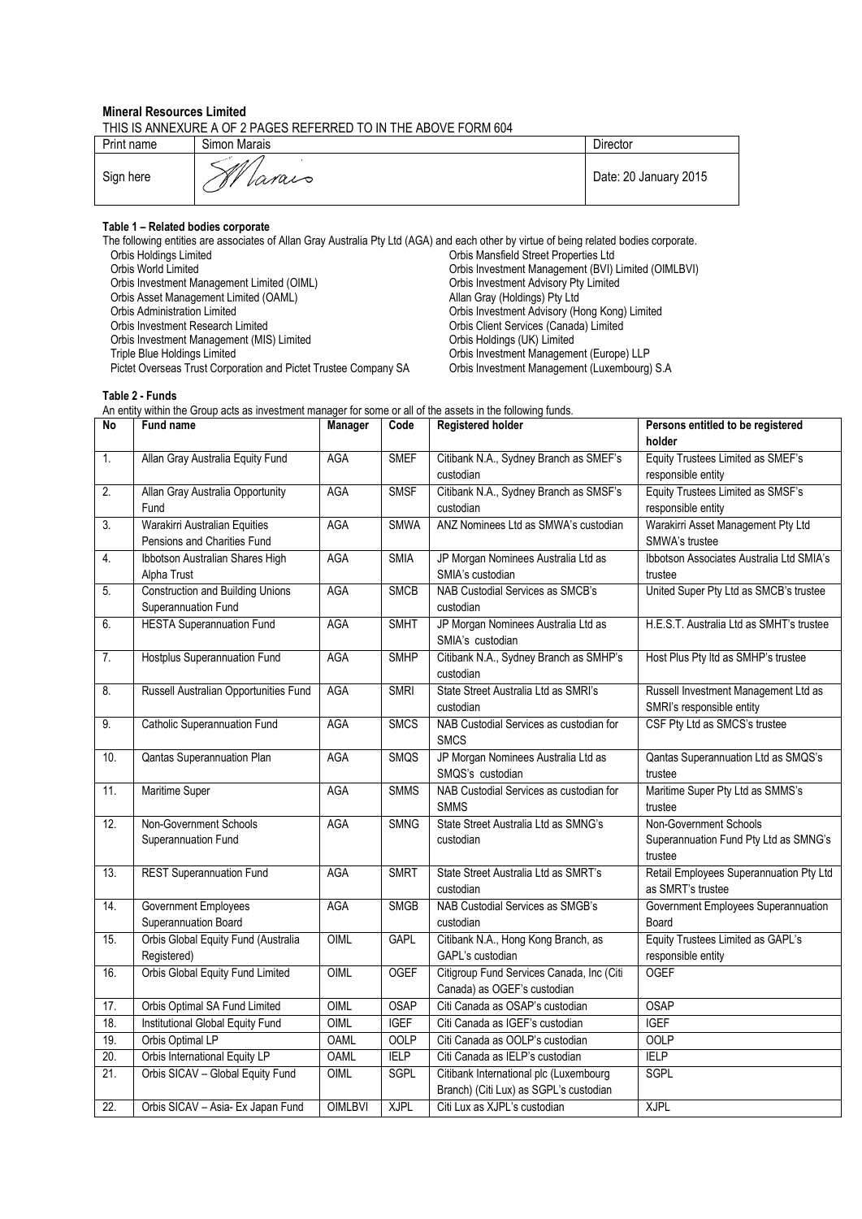**Mineral Resources Limited**

THIS IS ANNEXURE A OF 2 PAGES REFERRED TO IN THE ABOVE FORM 604

| Print name | Simon Marais | Director |
|---|---|---|
| Sign here | | Date: 20 January 2015 |

**Table 1 – Related bodies corporate**

The following entities are associates of Allan Gray Australia Pty Ltd (AGA) and each other by virtue of being related bodies corporate.

- Orbis Holdings Limited
- Orbis World Limited
- Orbis Investment Management Limited (OIML)
- Orbis Asset Management Limited (OAML)
- Orbis Administration Limited
- Orbis Investment Research Limited
- Orbis Investment Management (MIS) Limited
- Triple Blue Holdings Limited
- Pictet Overseas Trust Corporation and Pictet Trustee Company SA
- Orbis Mansfield Street Properties Ltd
- Orbis Investment Management (BVI) Limited (OIMLBVI)
- Orbis Investment Advisory Pty Limited
- Allan Gray (Holdings) Pty Ltd
- Orbis Investment Advisory (Hong Kong) Limited
- Orbis Client Services (Canada) Limited
- Orbis Holdings (UK) Limited
- Orbis Investment Management (Europe) LLP
- Orbis Investment Management (Luxembourg) S.A

**Table 2 - Funds**

An entity within the Group acts as investment manager for some or all of the assets in the following funds.

| No | Fund name | Manager | Code | Registered holder | Persons entitled to be registered holder |
|---|---|---|---|---|---|
| 1. | Allan Gray Australia Equity Fund | AGA | SMEF | Citibank N.A., Sydney Branch as SMEF's custodian | Equity Trustees Limited as SMEF's responsible entity |
| 2. | Allan Gray Australia Opportunity Fund | AGA | SMSF | Citibank N.A., Sydney Branch as SMSF's custodian | Equity Trustees Limited as SMSF's responsible entity |
| 3. | Warakirri Australian Equities Pensions and Charities Fund | AGA | SMWA | ANZ Nominees Ltd as SMWA's custodian | Warakirri Asset Management Pty Ltd SMWA's trustee |
| 4. | Ibbotson Australian Shares High Alpha Trust | AGA | SMIA | JP Morgan Nominees Australia Ltd as SMIA's custodian | Ibbotson Associates Australia Ltd SMIA's trustee |
| 5. | Construction and Building Unions Superannuation Fund | AGA | SMCB | NAB Custodial Services as SMCB's custodian | United Super Pty Ltd as SMCB's trustee |
| 6. | HESTA Superannuation Fund | AGA | SMHT | JP Morgan Nominees Australia Ltd as SMIA's custodian | H.E.S.T. Australia Ltd as SMHT's trustee |
| 7. | Hostplus Superannuation Fund | AGA | SMHP | Citibank N.A., Sydney Branch as SMHP's custodian | Host Plus Pty ltd as SMHP's trustee |
| 8. | Russell Australian Opportunities Fund | AGA | SMRI | State Street Australia Ltd as SMRI's custodian | Russell Investment Management Ltd as SMRI's responsible entity |
| 9. | Catholic Superannuation Fund | AGA | SMCS | NAB Custodial Services as custodian for SMCS | CSF Pty Ltd as SMCS's trustee |
| 10. | Qantas Superannuation Plan | AGA | SMQS | JP Morgan Nominees Australia Ltd as SMQS's custodian | Qantas Superannuation Ltd as SMQS's trustee |
| 11. | Maritime Super | AGA | SMMS | NAB Custodial Services as custodian for SMMS | Maritime Super Pty Ltd as SMMS's trustee |
| 12. | Non-Government Schools Superannuation Fund | AGA | SMNG | State Street Australia Ltd as SMNG's custodian | Non-Government Schools Superannuation Fund Pty Ltd as SMNG's trustee |
| 13. | REST Superannuation Fund | AGA | SMRT | State Street Australia Ltd as SMRT's custodian | Retail Employees Superannuation Pty Ltd as SMRT's trustee |
| 14. | Government Employees Superannuation Board | AGA | SMGB | NAB Custodial Services as SMGB's custodian | Government Employees Superannuation Board |
| 15. | Orbis Global Equity Fund (Australia Registered) | OIML | GAPL | Citibank N.A., Hong Kong Branch, as GAPL's custodian | Equity Trustees Limited as GAPL's responsible entity |
| 16. | Orbis Global Equity Fund Limited | OIML | OGEF | Citigroup Fund Services Canada, Inc (Citi Canada) as OGEF's custodian | OGEF |
| 17. | Orbis Optimal SA Fund Limited | OIML | OSAP | Citi Canada as OSAP's custodian | OSAP |
| 18. | Institutional Global Equity Fund | OIML | IGEF | Citi Canada as IGEF's custodian | IGEF |
| 19. | Orbis Optimal LP | OAML | OOLP | Citi Canada as OOLP's custodian | OOLP |
| 20. | Orbis International Equity LP | OAML | IELP | Citi Canada as IELP's custodian | IELP |
| 21. | Orbis SICAV – Global Equity Fund | OIML | SGPL | Citibank International plc (Luxembourg Branch) (Citi Lux) as SGPL's custodian | SGPL |
| 22. | Orbis SICAV – Asia- Ex Japan Fund | OIMLBVI | XJPL | Citi Lux as XJPL's custodian | XJPL |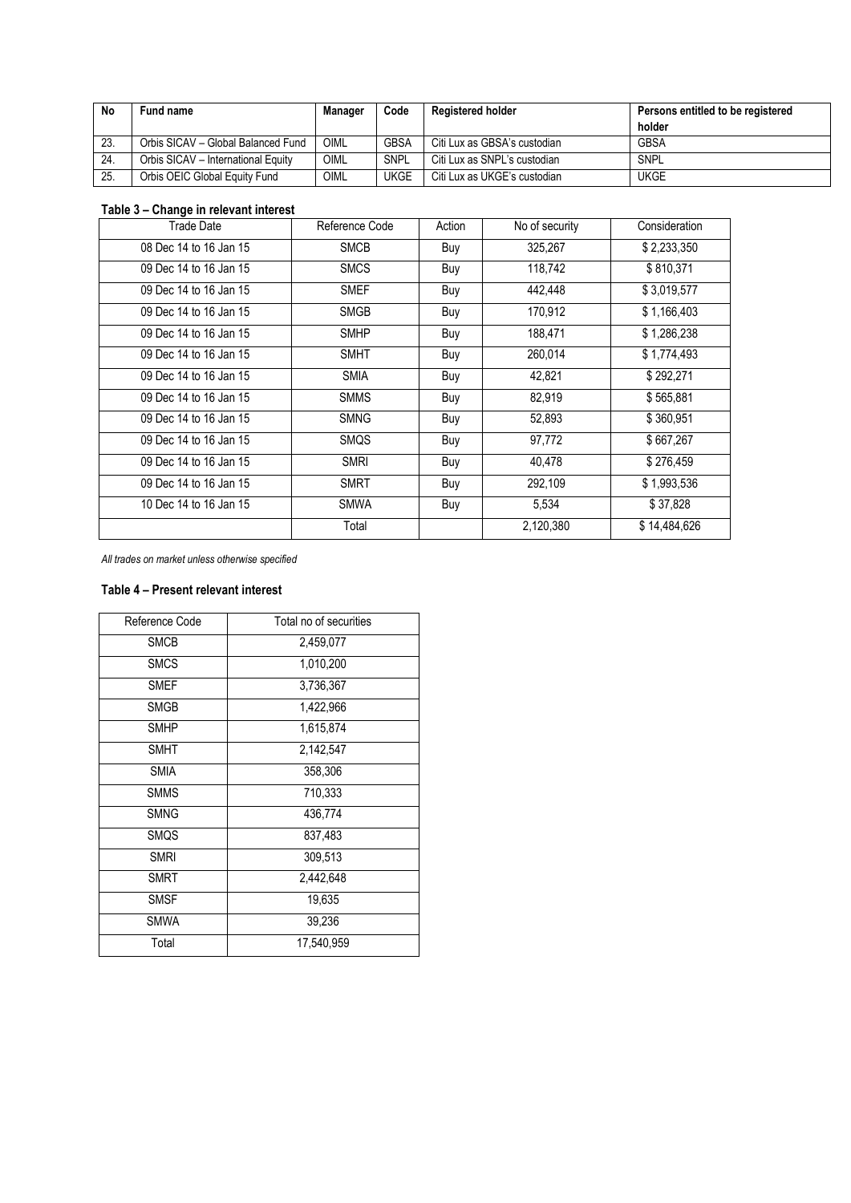| No | Fund name | Manager | Code | Registered holder | Persons entitled to be registered holder |
|---|---|---|---|---|---|
| 23. | Orbis SICAV – Global Balanced Fund | OIML | GBSA | Citi Lux as GBSA's custodian | GBSA |
| 24. | Orbis SICAV – International Equity | OIML | SNPL | Citi Lux as SNPL's custodian | SNPL |
| 25. | Orbis OEIC Global Equity Fund | OIML | UKGE | Citi Lux as UKGE's custodian | UKGE |

**Table 3 – Change in relevant interest**

| Trade Date | Reference Code | Action | No of security | Consideration |
|---|---|---|---|---|
| 08 Dec 14 to 16 Jan 15 | SMCB | Buy | 325,267 | $ 2,233,350 |
| 09 Dec 14 to 16 Jan 15 | SMCS | Buy | 118,742 | $ 810,371 |
| 09 Dec 14 to 16 Jan 15 | SMEF | Buy | 442,448 | $ 3,019,577 |
| 09 Dec 14 to 16 Jan 15 | SMGB | Buy | 170,912 | $ 1,166,403 |
| 09 Dec 14 to 16 Jan 15 | SMHP | Buy | 188,471 | $ 1,286,238 |
| 09 Dec 14 to 16 Jan 15 | SMHT | Buy | 260,014 | $ 1,774,493 |
| 09 Dec 14 to 16 Jan 15 | SMIA | Buy | 42,821 | $ 292,271 |
| 09 Dec 14 to 16 Jan 15 | SMMS | Buy | 82,919 | $ 565,881 |
| 09 Dec 14 to 16 Jan 15 | SMNG | Buy | 52,893 | $ 360,951 |
| 09 Dec 14 to 16 Jan 15 | SMQS | Buy | 97,772 | $ 667,267 |
| 09 Dec 14 to 16 Jan 15 | SMRI | Buy | 40,478 | $ 276,459 |
| 09 Dec 14 to 16 Jan 15 | SMRT | Buy | 292,109 | $ 1,993,536 |
| 10 Dec 14 to 16 Jan 15 | SMWA | Buy | 5,534 | $ 37,828 |
| | Total | | 2,120,380 | $ 14,484,626 |

*All trades on market unless otherwise specified*

**Table 4 – Present relevant interest**

| Reference Code | Total no of securities |
|---|---|
| SMCB | 2,459,077 |
| SMCS | 1,010,200 |
| SMEF | 3,736,367 |
| SMGB | 1,422,966 |
| SMHP | 1,615,874 |
| SMHT | 2,142,547 |
| SMIA | 358,306 |
| SMMS | 710,333 |
| SMNG | 436,774 |
| SMQS | 837,483 |
| SMRI | 309,513 |
| SMRT | 2,442,648 |
| SMSF | 19,635 |
| SMWA | 39,236 |
| Total | 17,540,959 |